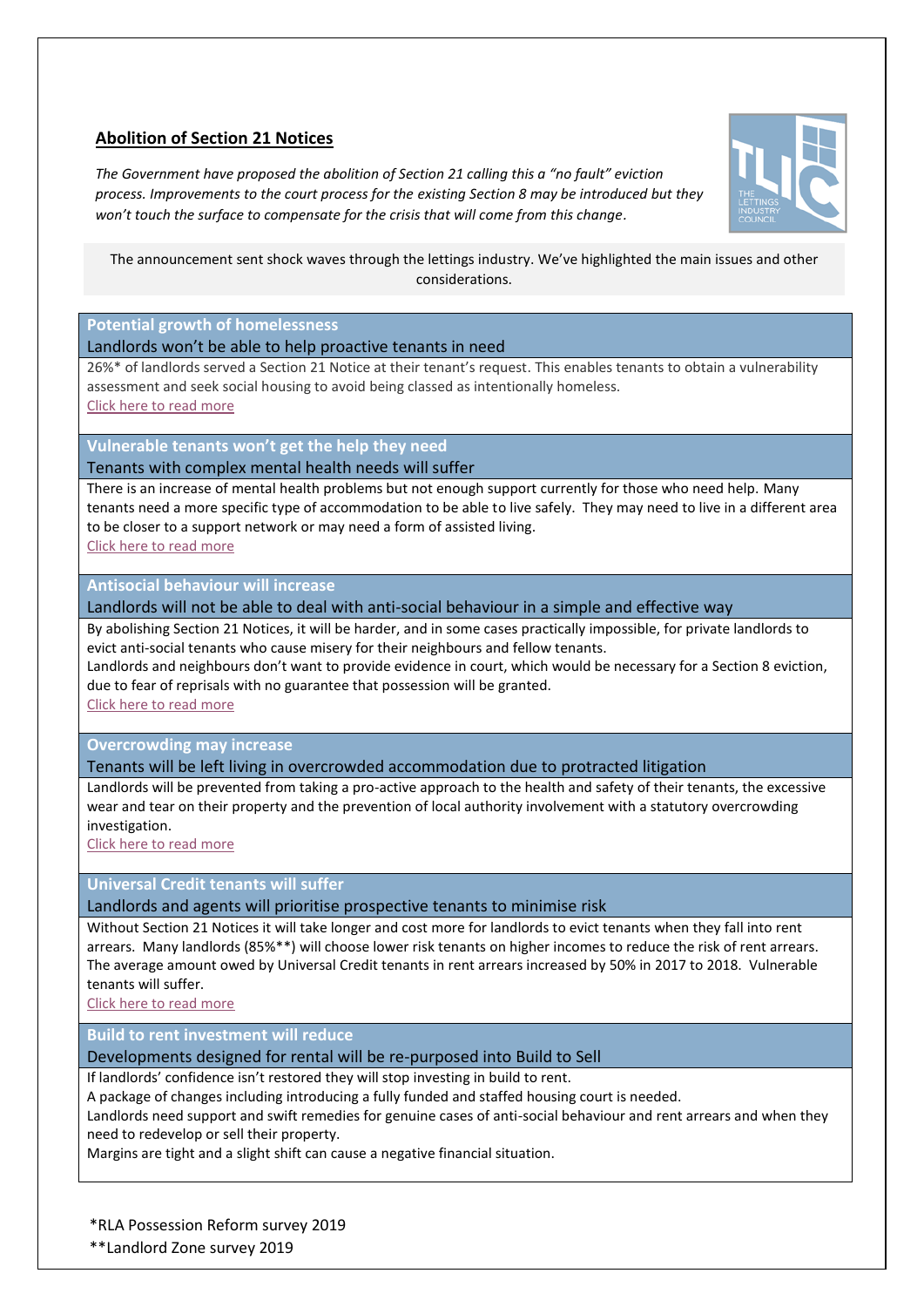## Abolition of Section 21 Notices

*The Government have proposed the abolition of Section 21 calling this a "no fault" eviction process. Improvements to the court process for the existing Section 8 may be introduced but they won't touch the surface to compensate for the crisis that will come from this change.*

The announcement sent shock waves through the lettings industry. We've highlighted the main issues and other considerations.

### Potential growth of homelessness

**Landlords won't be able to help proactive tenants in need**

26%* of landlords served a Section 21 Notice at their tenant's request. This enables tenants to obtain a vulnerability assessment and seek social housing to avoid being classed as intentionally homeless.

Click here to read more

### Vulnerable tenants won't get the help they need

**Tenants with complex mental health needs will suffer**

There is an increase of mental health problems but not enough support currently for those who need help. Many tenants need a more specific type of accommodation to be able to live safely. They may need to live in a different area to be closer to a support network or may need a form of assisted living.

Click here to read more

### Antisocial behaviour will increase

**Landlords will not be able to deal with anti-social behaviour in a simple and effective way**

By abolishing Section 21 Notices, it will be harder, and in some cases practically impossible, for private landlords to evict anti-social tenants who cause misery for their neighbours and fellow tenants.

Landlords and neighbours don't want to provide evidence in court, which would be necessary for a Section 8 eviction, due to fear of reprisals with no guarantee that possession will be granted.

Click here to read more

### Overcrowding may increase

**Tenants will be left living in overcrowded accommodation due to protracted litigation**

Landlords will be prevented from taking a pro-active approach to the health and safety of their tenants, the excessive wear and tear on their property and the prevention of local authority involvement with a statutory overcrowding investigation.

Click here to read more

### Universal Credit tenants will suffer

**Landlords and agents will prioritise prospective tenants to minimise risk**

Without Section 21 Notices it will take longer and cost more for landlords to evict tenants when they fall into rent arrears. Many landlords (85%**) will choose lower risk tenants on higher incomes to reduce the risk of rent arrears. The average amount owed by Universal Credit tenants in rent arrears increased by 50% in 2017 to 2018. Vulnerable tenants will suffer.

Click here to read more

### Build to rent investment will reduce

**Developments designed for rental will be re-purposed into Build to Sell**

If landlords' confidence isn't restored they will stop investing in build to rent.

A package of changes including introducing a fully funded and staffed housing court is needed.

Landlords need support and swift remedies for genuine cases of anti-social behaviour and rent arrears and when they need to redevelop or sell their property.

Margins are tight and a slight shift can cause a negative financial situation.

*RLA Possession Reform survey 2019

**Landlord Zone survey 2019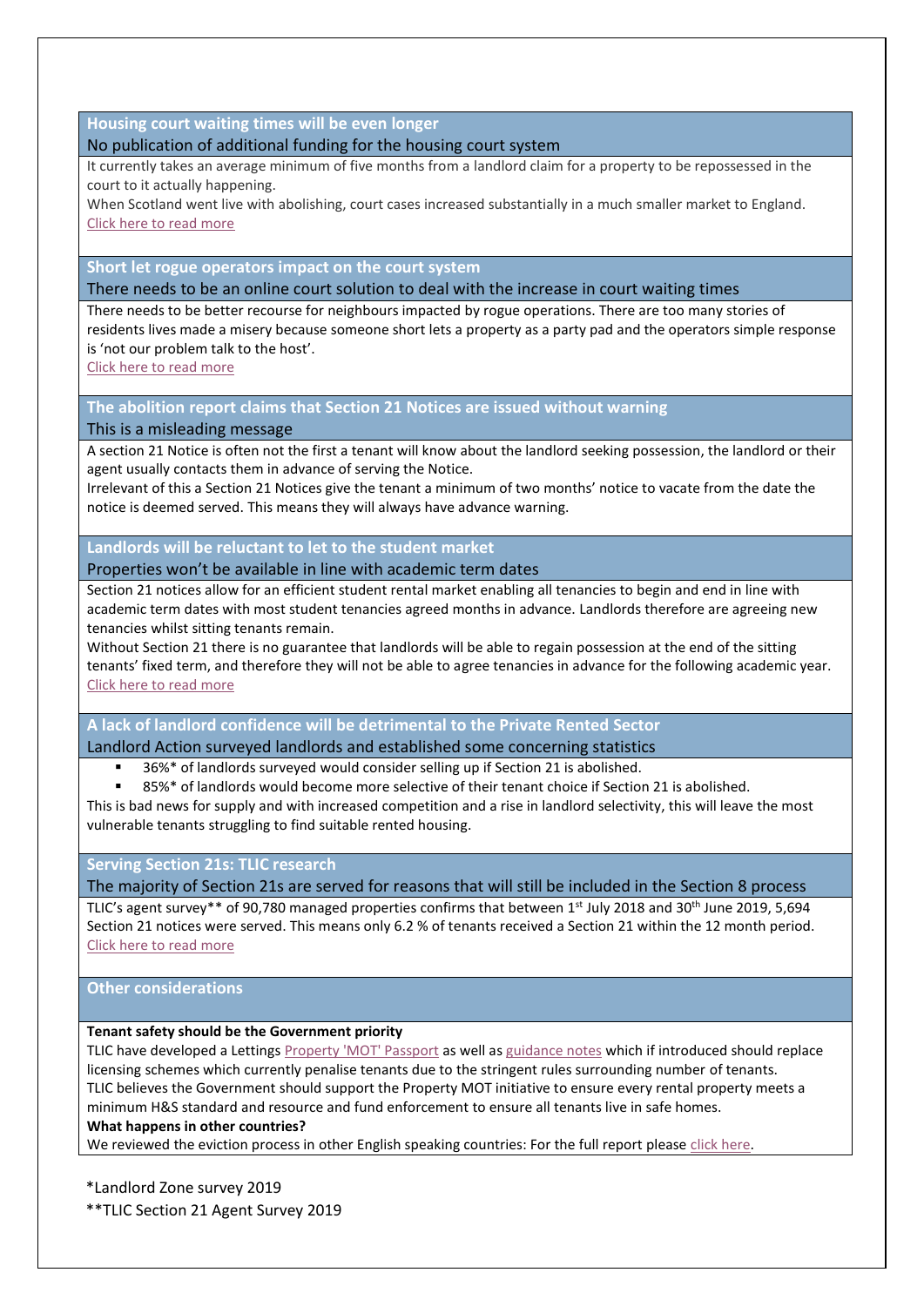## Housing court waiting times will be even longer

No publication of additional funding for the housing court system

It currently takes an average minimum of five months from a landlord claim for a property to be repossessed in the court to it actually happening.

When Scotland went live with abolishing, court cases increased substantially in a much smaller market to England.

Click here to read more

## Short let rogue operators impact on the court system

There needs to be an online court solution to deal with the increase in court waiting times

There needs to be better recourse for neighbours impacted by rogue operations. There are too many stories of residents lives made a misery because someone short lets a property as a party pad and the operators simple response is 'not our problem talk to the host'.

Click here to read more

## The abolition report claims that Section 21 Notices are issued without warning

This is a misleading message

A section 21 Notice is often not the first a tenant will know about the landlord seeking possession, the landlord or their agent usually contacts them in advance of serving the Notice.

Irrelevant of this a Section 21 Notices give the tenant a minimum of two months' notice to vacate from the date the notice is deemed served. This means they will always have advance warning.

## Landlords will be reluctant to let to the student market

Properties won't be available in line with academic term dates

Section 21 notices allow for an efficient student rental market enabling all tenancies to begin and end in line with academic term dates with most student tenancies agreed months in advance. Landlords therefore are agreeing new tenancies whilst sitting tenants remain.

Without Section 21 there is no guarantee that landlords will be able to regain possession at the end of the sitting tenants' fixed term, and therefore they will not be able to agree tenancies in advance for the following academic year.

Click here to read more

## A lack of landlord confidence will be detrimental to the Private Rented Sector

Landlord Action surveyed landlords and established some concerning statistics

- 36%* of landlords surveyed would consider selling up if Section 21 is abolished.
- 85%* of landlords would become more selective of their tenant choice if Section 21 is abolished.

This is bad news for supply and with increased competition and a rise in landlord selectivity, this will leave the most vulnerable tenants struggling to find suitable rented housing.

## Serving Section 21s: TLIC research

The majority of Section 21s are served for reasons that will still be included in the Section 8 process

TLIC's agent survey** of 90,780 managed properties confirms that between 1st July 2018 and 30th June 2019, 5,694 Section 21 notices were served. This means only 6.2 % of tenants received a Section 21 within the 12 month period.

Click here to read more

## Other considerations

**Tenant safety should be the Government priority**

TLIC have developed a Lettings Property 'MOT' Passport as well as guidance notes which if introduced should replace licensing schemes which currently penalise tenants due to the stringent rules surrounding number of tenants.

TLIC believes the Government should support the Property MOT initiative to ensure every rental property meets a minimum H&S standard and resource and fund enforcement to ensure all tenants live in safe homes.

**What happens in other countries?**

We reviewed the eviction process in other English speaking countries: For the full report please click here.

*Landlord Zone survey 2019

**TLIC Section 21 Agent Survey 2019